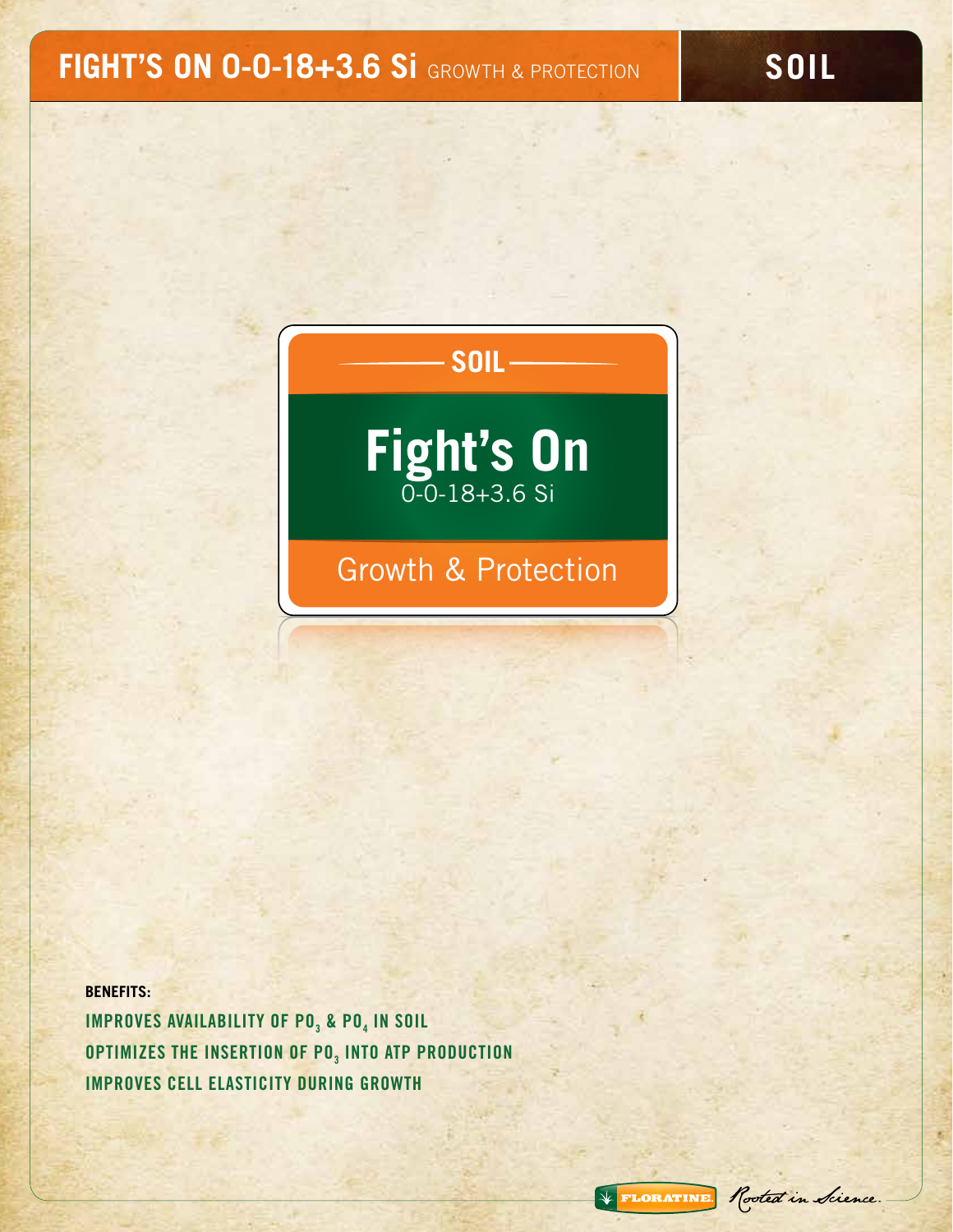# FIGHT'S ON 0-0-18+3.6 Si GROWTH & PROTECTION

## SOIL

SOIL

**Fight's On**

0-0-18+3.6 Si

Growth & Protection

**BENEFITS:**

- IMPROVES AVAILABILITY OF $PO_3$ & $PO_4$ IN SOIL
- OPTIMIZES THE INSERTION OF $PO_3$ INTO ATP PRODUCTION
- IMPROVES CELL ELASTICITY DURING GROWTH

FLORATINE. Rooted in Science.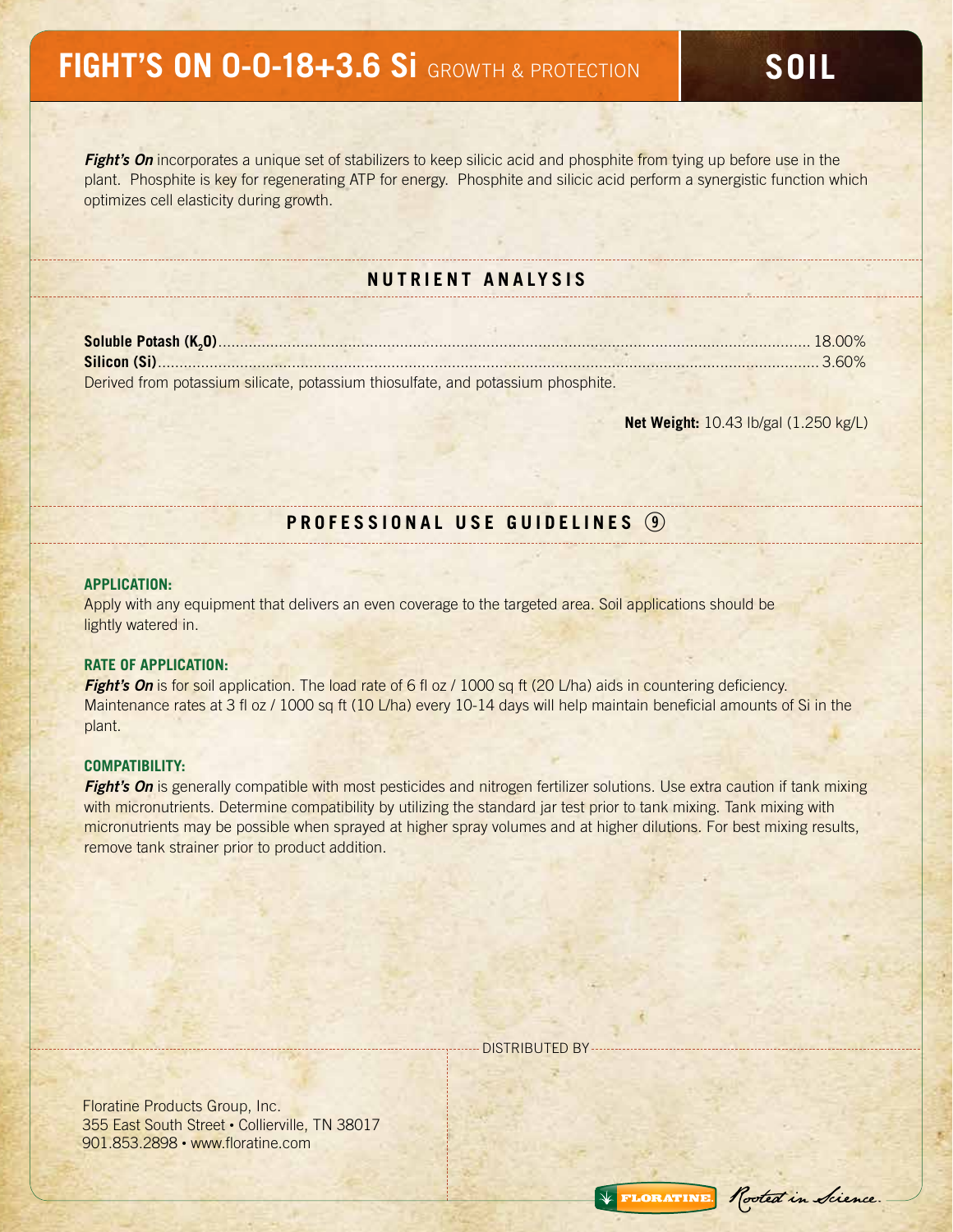# FIGHT'S ON 0-0-18+3.6 Si GROWTH & PROTECTION

## SOIL

***Fight's On*** incorporates a unique set of stabilizers to keep silicic acid and phosphite from tying up before use in the plant. Phosphite is key for regenerating ATP for energy. Phosphite and silicic acid perform a synergistic function which optimizes cell elasticity during growth.

## NUTRIENT ANALYSIS

**Soluble Potash ($K_2O$)**........................................ 18.00%
**Silicon (Si)**........................................ 3.60%
Derived from potassium silicate, potassium thiosulfate, and potassium phosphite.

**Net Weight:** 10.43 lb/gal (1.250 kg/L)

## PROFESSIONAL USE GUIDELINES ⑨

### APPLICATION:

Apply with any equipment that delivers an even coverage to the targeted area. Soil applications should be lightly watered in.

### RATE OF APPLICATION:

***Fight's On*** is for soil application. The load rate of 6 fl oz / 1000 sq ft (20 L/ha) aids in countering deficiency. Maintenance rates at 3 fl oz / 1000 sq ft (10 L/ha) every 10-14 days will help maintain beneficial amounts of Si in the plant.

### COMPATIBILITY:

***Fight's On*** is generally compatible with most pesticides and nitrogen fertilizer solutions. Use extra caution if tank mixing with micronutrients. Determine compatibility by utilizing the standard jar test prior to tank mixing. Tank mixing with micronutrients may be possible when sprayed at higher spray volumes and at higher dilutions. For best mixing results, remove tank strainer prior to product addition.

DISTRIBUTED BY

Floratine Products Group, Inc.
355 East South Street • Collierville, TN 38017
901.853.2898 • www.floratine.com

FLORATINE. Rooted in Science.